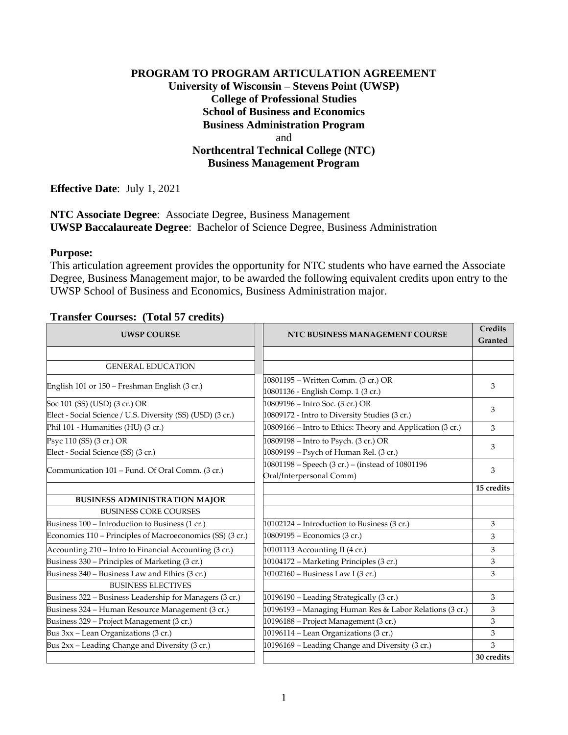**PROGRAM TO PROGRAM ARTICULATION AGREEMENT**
**University of Wisconsin – Stevens Point (UWSP)**
**College of Professional Studies**
**School of Business and Economics**
**Business Administration Program**
and
**Northcentral Technical College (NTC)**
**Business Management Program**

**Effective Date**: July 1, 2021

**NTC Associate Degree**: Associate Degree, Business Management
**UWSP Baccalaureate Degree**: Bachelor of Science Degree, Business Administration

**Purpose:**

This articulation agreement provides the opportunity for NTC students who have earned the Associate Degree, Business Management major, to be awarded the following equivalent credits upon entry to the UWSP School of Business and Economics, Business Administration major.

**Transfer Courses: (Total 57 credits)**

| UWSP COURSE | NTC BUSINESS MANAGEMENT COURSE | Credits Granted |
|---|---|---|
| | | |
| GENERAL EDUCATION | | |
| English 101 or 150 – Freshman English (3 cr.) | 10801195 – Written Comm. (3 cr.) OR 10801136 - English Comp. 1 (3 cr.) | 3 |
| Soc 101 (SS) (USD) (3 cr.) OR Elect - Social Science / U.S. Diversity (SS) (USD) (3 cr.) | 10809196 – Intro Soc. (3 cr.) OR 10809172 - Intro to Diversity Studies (3 cr.) | 3 |
| Phil 101 - Humanities (HU) (3 cr.) | 10809166 – Intro to Ethics: Theory and Application (3 cr.) | 3 |
| Psyc 110 (SS) (3 cr.) OR Elect - Social Science (SS) (3 cr.) | 10809198 – Intro to Psych. (3 cr.) OR 10809199 – Psych of Human Rel. (3 cr.) | 3 |
| Communication 101 – Fund. Of Oral Comm. (3 cr.) | 10801198 – Speech (3 cr.) – (instead of 10801196 Oral/Interpersonal Comm) | 3 |
| | | **15 credits** |
| **BUSINESS ADMINISTRATION MAJOR** | | |
| BUSINESS CORE COURSES | | |
| Business 100 – Introduction to Business (1 cr.) | 10102124 – Introduction to Business (3 cr.) | 3 |
| Economics 110 – Principles of Macroeconomics (SS) (3 cr.) | 10809195 – Economics (3 cr.) | 3 |
| Accounting 210 – Intro to Financial Accounting (3 cr.) | 10101113 Accounting II (4 cr.) | 3 |
| Business 330 – Principles of Marketing (3 cr.) | 10104172 – Marketing Principles (3 cr.) | 3 |
| Business 340 – Business Law and Ethics (3 cr.) | 10102160 – Business Law I (3 cr.) | 3 |
| BUSINESS ELECTIVES | | |
| Business 322 – Business Leadership for Managers (3 cr.) | 10196190 – Leading Strategically (3 cr.) | 3 |
| Business 324 – Human Resource Management (3 cr.) | 10196193 – Managing Human Res & Labor Relations (3 cr.) | 3 |
| Business 329 – Project Management (3 cr.) | 10196188 – Project Management (3 cr.) | 3 |
| Bus 3xx – Lean Organizations (3 cr.) | 10196114 – Lean Organizations (3 cr.) | 3 |
| Bus 2xx – Leading Change and Diversity (3 cr.) | 10196169 – Leading Change and Diversity (3 cr.) | 3 |
| | | **30 credits** |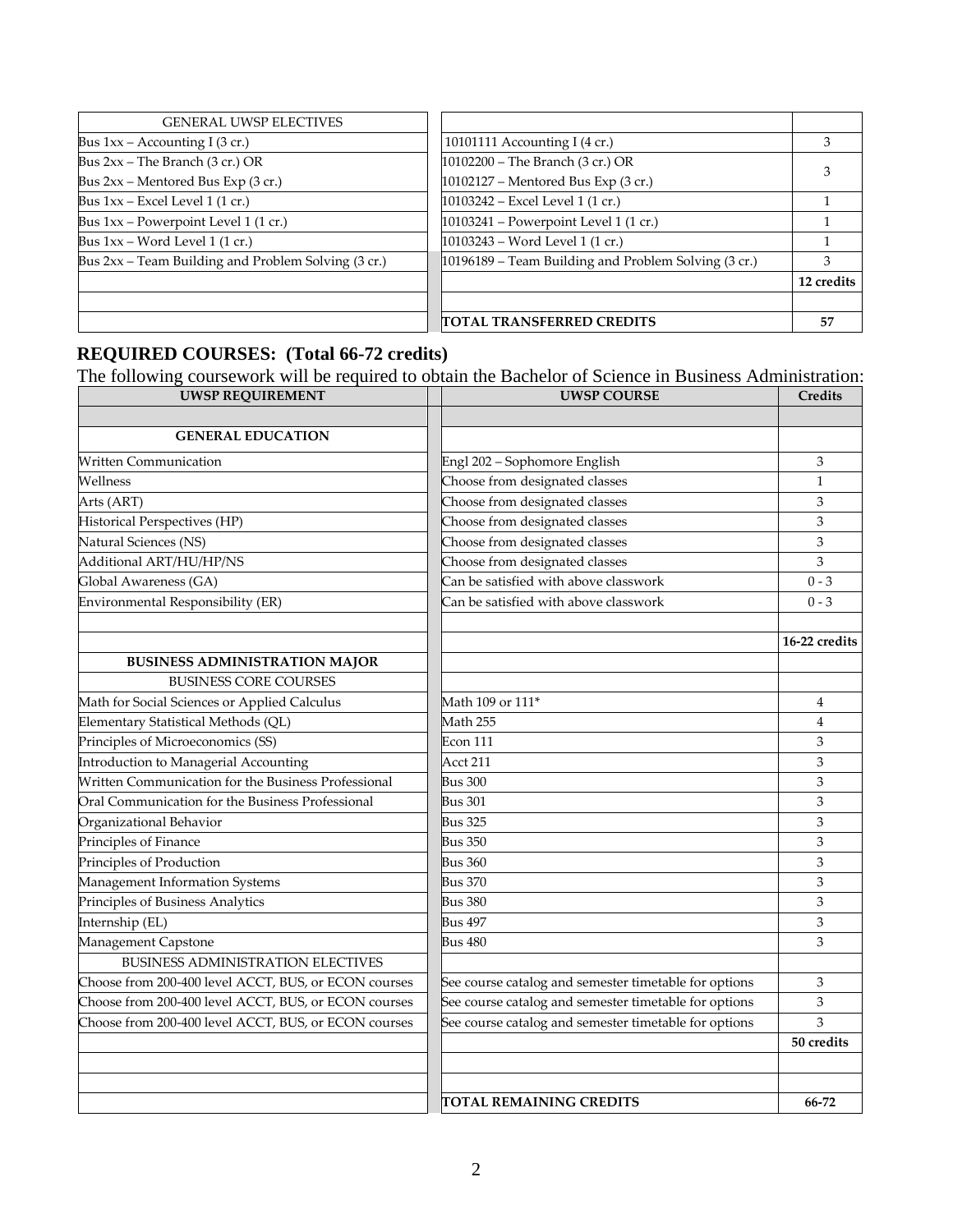| GENERAL UWSP ELECTIVES | | |
|---|---|---|
| Bus 1xx – Accounting I (3 cr.) | 10101111 Accounting I (4 cr.) | 3 |
| Bus 2xx – The Branch (3 cr.) OR<br>Bus 2xx – Mentored Bus Exp (3 cr.) | 10102200 – The Branch (3 cr.) OR<br>10102127 – Mentored Bus Exp (3 cr.) | 3 |
| Bus 1xx – Excel Level 1 (1 cr.) | 10103242 – Excel Level 1 (1 cr.) | 1 |
| Bus 1xx – Powerpoint Level 1 (1 cr.) | 10103241 – Powerpoint Level 1 (1 cr.) | 1 |
| Bus 1xx – Word Level 1 (1 cr.) | 10103243 – Word Level 1 (1 cr.) | 1 |
| Bus 2xx – Team Building and Problem Solving (3 cr.) | 10196189 – Team Building and Problem Solving (3 cr.) | 3 |
| | | **12 credits** |
| | | |
| | **TOTAL TRANSFERRED CREDITS** | **57** |

## REQUIRED COURSES: (Total 66-72 credits)

The following coursework will be required to obtain the Bachelor of Science in Business Administration:

| UWSP REQUIREMENT | UWSP COURSE | Credits |
|---|---|---|
| | | |
| **GENERAL EDUCATION** | | |
| Written Communication | Engl 202 – Sophomore English | 3 |
| Wellness | Choose from designated classes | 1 |
| Arts (ART) | Choose from designated classes | 3 |
| Historical Perspectives (HP) | Choose from designated classes | 3 |
| Natural Sciences (NS) | Choose from designated classes | 3 |
| Additional ART/HU/HP/NS | Choose from designated classes | 3 |
| Global Awareness (GA) | Can be satisfied with above classwork | 0 - 3 |
| Environmental Responsibility (ER) | Can be satisfied with above classwork | 0 - 3 |
| | | |
| | | **16-22 credits** |
| **BUSINESS ADMINISTRATION MAJOR** | | |
| BUSINESS CORE COURSES | | |
| Math for Social Sciences or Applied Calculus | Math 109 or 111* | 4 |
| Elementary Statistical Methods (QL) | Math 255 | 4 |
| Principles of Microeconomics (SS) | Econ 111 | 3 |
| Introduction to Managerial Accounting | Acct 211 | 3 |
| Written Communication for the Business Professional | Bus 300 | 3 |
| Oral Communication for the Business Professional | Bus 301 | 3 |
| Organizational Behavior | Bus 325 | 3 |
| Principles of Finance | Bus 350 | 3 |
| Principles of Production | Bus 360 | 3 |
| Management Information Systems | Bus 370 | 3 |
| Principles of Business Analytics | Bus 380 | 3 |
| Internship (EL) | Bus 497 | 3 |
| Management Capstone | Bus 480 | 3 |
| BUSINESS ADMINISTRATION ELECTIVES | | |
| Choose from 200-400 level ACCT, BUS, or ECON courses | See course catalog and semester timetable for options | 3 |
| Choose from 200-400 level ACCT, BUS, or ECON courses | See course catalog and semester timetable for options | 3 |
| Choose from 200-400 level ACCT, BUS, or ECON courses | See course catalog and semester timetable for options | 3 |
| | | **50 credits** |
| | | |
| | | |
| | **TOTAL REMAINING CREDITS** | **66-72** |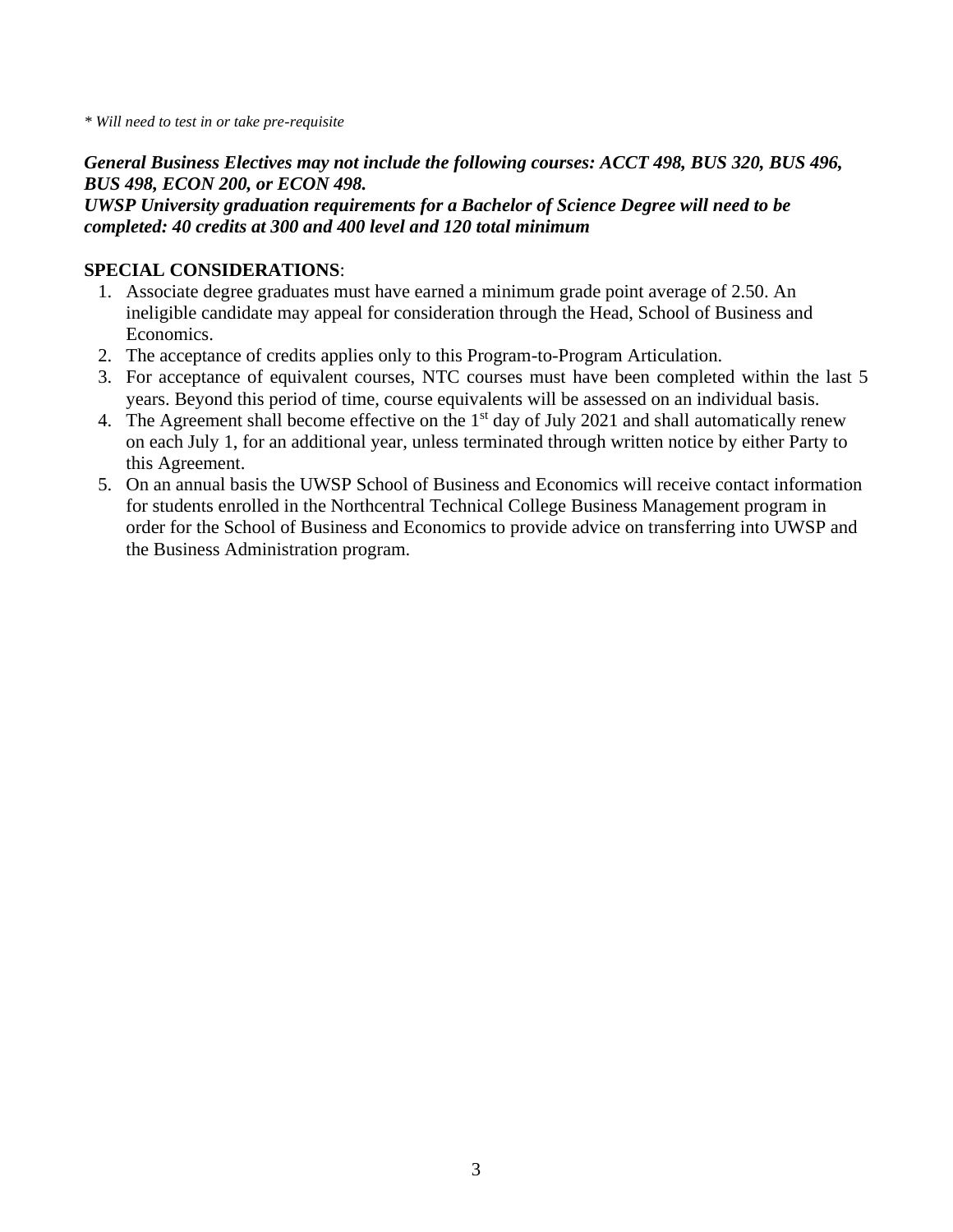*\* Will need to test in or take pre-requisite*

***General Business Electives may not include the following courses: ACCT 498, BUS 320, BUS 496, BUS 498, ECON 200, or ECON 498.***
***UWSP University graduation requirements for a Bachelor of Science Degree will need to be completed: 40 credits at 300 and 400 level and 120 total minimum***

**SPECIAL CONSIDERATIONS**:

1. Associate degree graduates must have earned a minimum grade point average of 2.50. An ineligible candidate may appeal for consideration through the Head, School of Business and Economics.
2. The acceptance of credits applies only to this Program-to-Program Articulation.
3. For acceptance of equivalent courses, NTC courses must have been completed within the last 5 years. Beyond this period of time, course equivalents will be assessed on an individual basis.
4. The Agreement shall become effective on the 1st day of July 2021 and shall automatically renew on each July 1, for an additional year, unless terminated through written notice by either Party to this Agreement.
5. On an annual basis the UWSP School of Business and Economics will receive contact information for students enrolled in the Northcentral Technical College Business Management program in order for the School of Business and Economics to provide advice on transferring into UWSP and the Business Administration program.